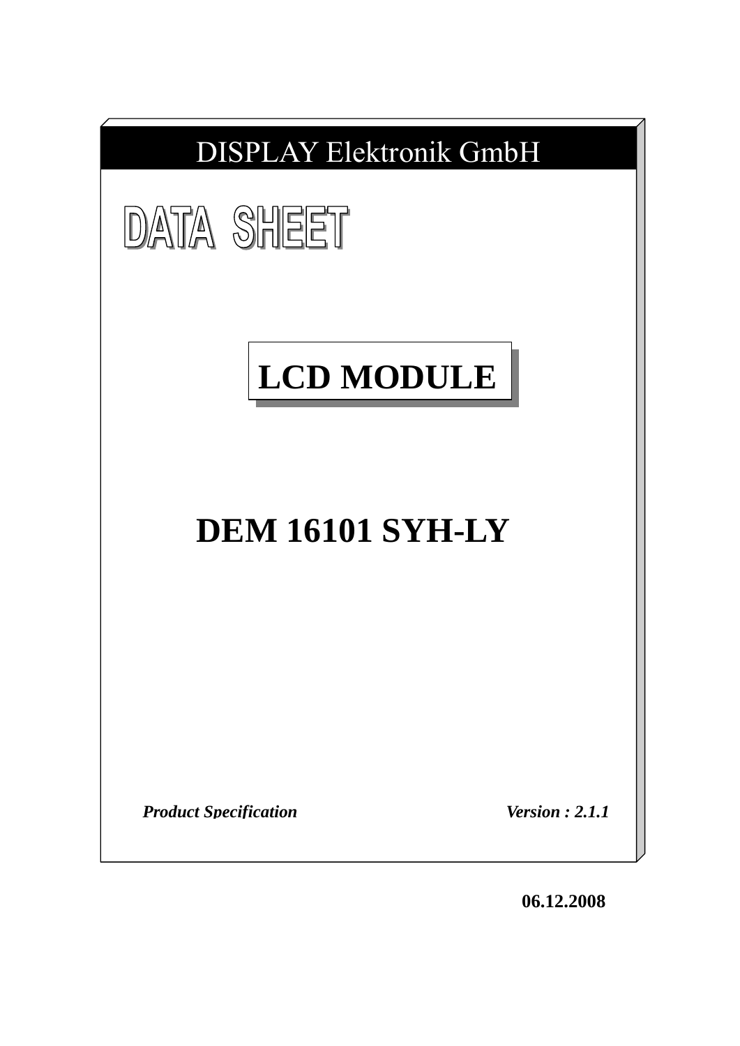DISPLAY Elektronik GmbH

# DATA SHEET

## LCD MODULE

# DEM 16101 SYH-LY

***Product Specification*** ***Version : 2.1.1***

**06.12.2008**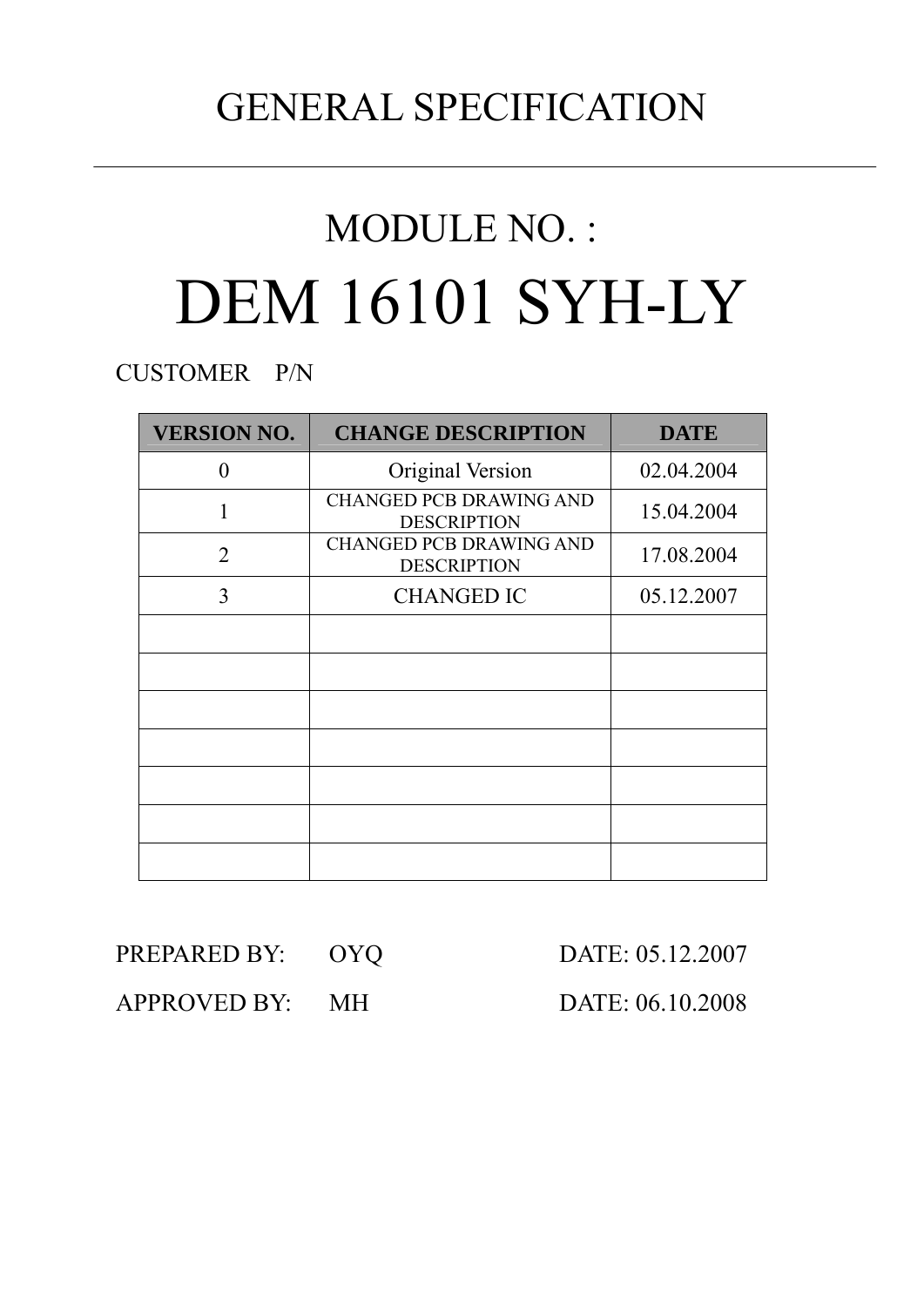# GENERAL SPECIFICATION

---

## MODULE NO. :

# DEM 16101 SYH-LY

CUSTOMER P/N

| VERSION NO. | CHANGE DESCRIPTION | DATE |
|---|---|---|
| 0 | Original Version | 02.04.2004 |
| 1 | CHANGED PCB DRAWING AND DESCRIPTION | 15.04.2004 |
| 2 | CHANGED PCB DRAWING AND DESCRIPTION | 17.08.2004 |
| 3 | CHANGED IC | 05.12.2007 |
| | | |
| | | |
| | | |
| | | |
| | | |
| | | |
| | | |

PREPARED BY: OYQ DATE: 05.12.2007

APPROVED BY: MH DATE: 06.10.2008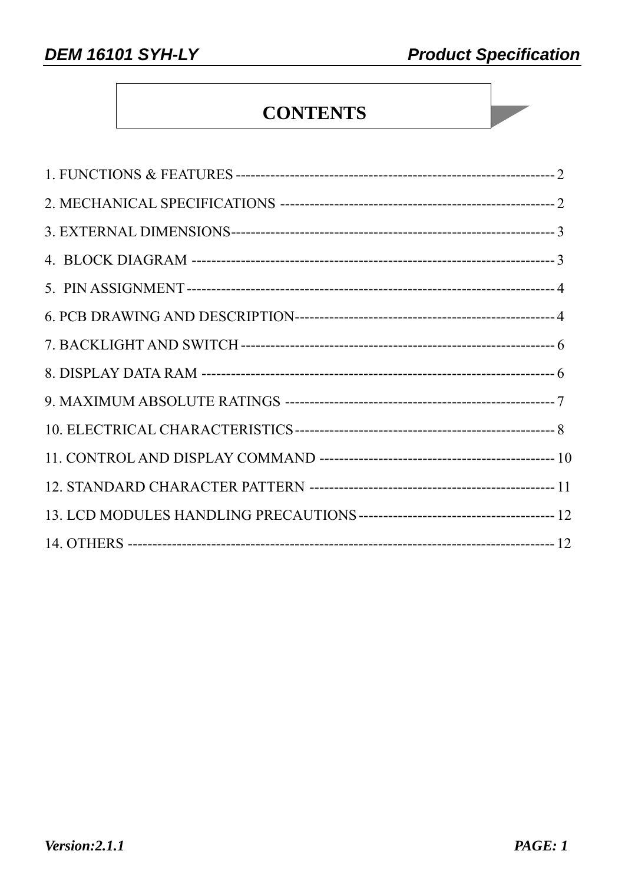# CONTENTS

1. FUNCTIONS & FEATURES ------------------------------------------------------------------ 2
2. MECHANICAL SPECIFICATIONS ---------------------------------------------------------- 2
3. EXTERNAL DIMENSIONS--------------------------------------------------------------------- 3
4. BLOCK DIAGRAM ---------------------------------------------------------------------------- 3
5. PIN ASSIGNMENT ---------------------------------------------------------------------------- 4
6. PCB DRAWING AND DESCRIPTION------------------------------------------------------- 4
7. BACKLIGHT AND SWITCH ------------------------------------------------------------------ 6
8. DISPLAY DATA RAM ------------------------------------------------------------------------- 6
9. MAXIMUM ABSOLUTE RATINGS --------------------------------------------------------- 7
10. ELECTRICAL CHARACTERISTICS ------------------------------------------------------- 8
11. CONTROL AND DISPLAY COMMAND ------------------------------------------------- 10
12. STANDARD CHARACTER PATTERN --------------------------------------------------- 11
13. LCD MODULES HANDLING PRECAUTIONS ------------------------------------------ 12
14. OTHERS ---------------------------------------------------------------------------------------- 12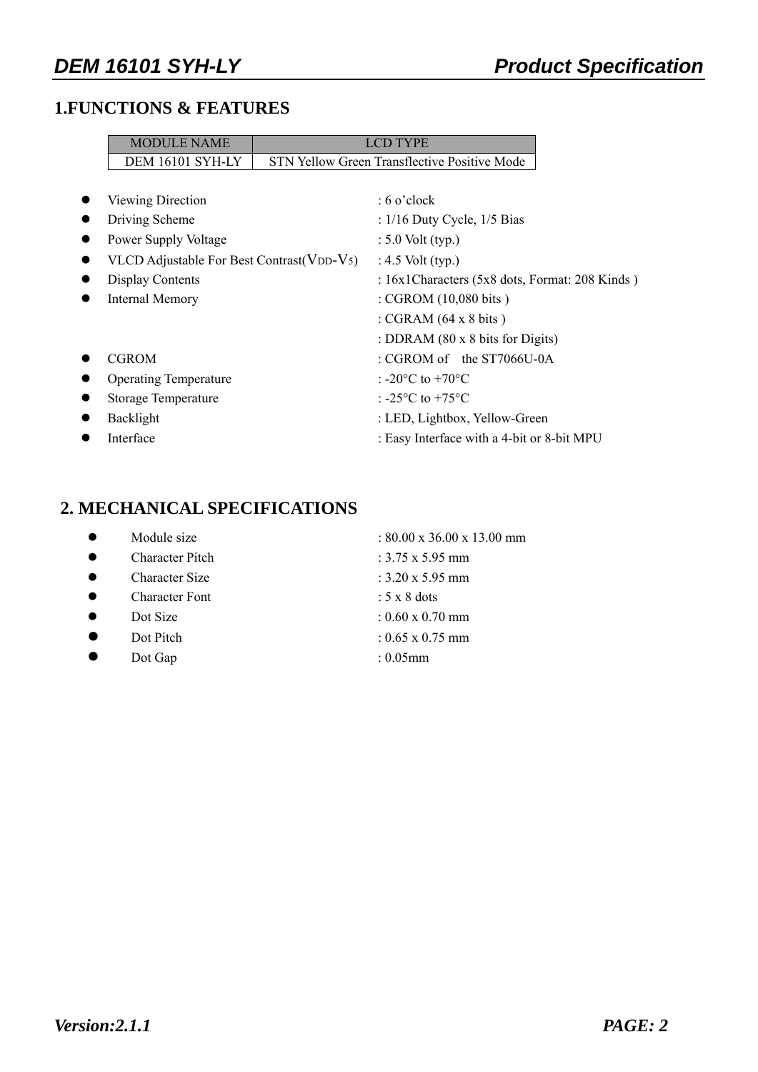## 1.FUNCTIONS & FEATURES

| MODULE NAME | LCD TYPE |
|---|---|
| DEM 16101 SYH-LY | STN Yellow Green Transflective Positive Mode |

- Viewing Direction : 6 o'clock
- Driving Scheme : 1/16 Duty Cycle, 1/5 Bias
- Power Supply Voltage : 5.0 Volt (typ.)
- VLCD Adjustable For Best Contrast($V_{DD}$-$V_5$) : 4.5 Volt (typ.)
- Display Contents : 16x1Characters (5x8 dots, Format: 208 Kinds )
- Internal Memory : CGROM (10,080 bits )
  : CGRAM (64 x 8 bits )
  : DDRAM (80 x 8 bits for Digits)
- CGROM : CGROM of the ST7066U-0A
- Operating Temperature : -20°C to +70°C
- Storage Temperature : -25°C to +75°C
- Backlight : LED, Lightbox, Yellow-Green
- Interface : Easy Interface with a 4-bit or 8-bit MPU

## 2. MECHANICAL SPECIFICATIONS

- Module size : 80.00 x 36.00 x 13.00 mm
- Character Pitch : 3.75 x 5.95 mm
- Character Size : 3.20 x 5.95 mm
- Character Font : 5 x 8 dots
- Dot Size : 0.60 x 0.70 mm
- Dot Pitch : 0.65 x 0.75 mm
- Dot Gap : 0.05mm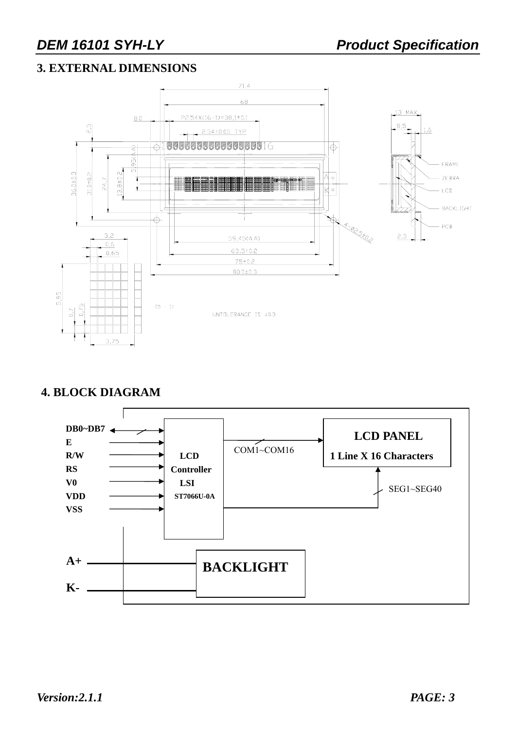## 3. EXTERNAL DIMENSIONS

71.4

68

8.0 P2.54X(16-1)=38.1±0.1

2.54±0.05 TYP

2.5

36.0±0.3 31.0±0.2 24.7 13.8±0.2 5.95(A.A)

1 16

A K

4-Ø2.5±0.2

59.45(A.A)

63.5±0.2

75±0.2

80.0±0.3

13 MAX

8.5 1.6

FRAME

ZEBRA

LCD

BACKLIGHT

PCB

2.5

3.2

0.6

0.65

5.95

0.7 0.75

3.75

(5 × 1)

UNTOLERANCE IS ±0.3

## 4. BLOCK DIAGRAM

DB0~DB7

E

R/W

RS

V0

VDD

VSS

LCD Controller LSI ST7066U-0A

COM1~COM16

LCD PANEL

1 Line X 16 Characters

SEG1~SEG40

A+

K-

BACKLIGHT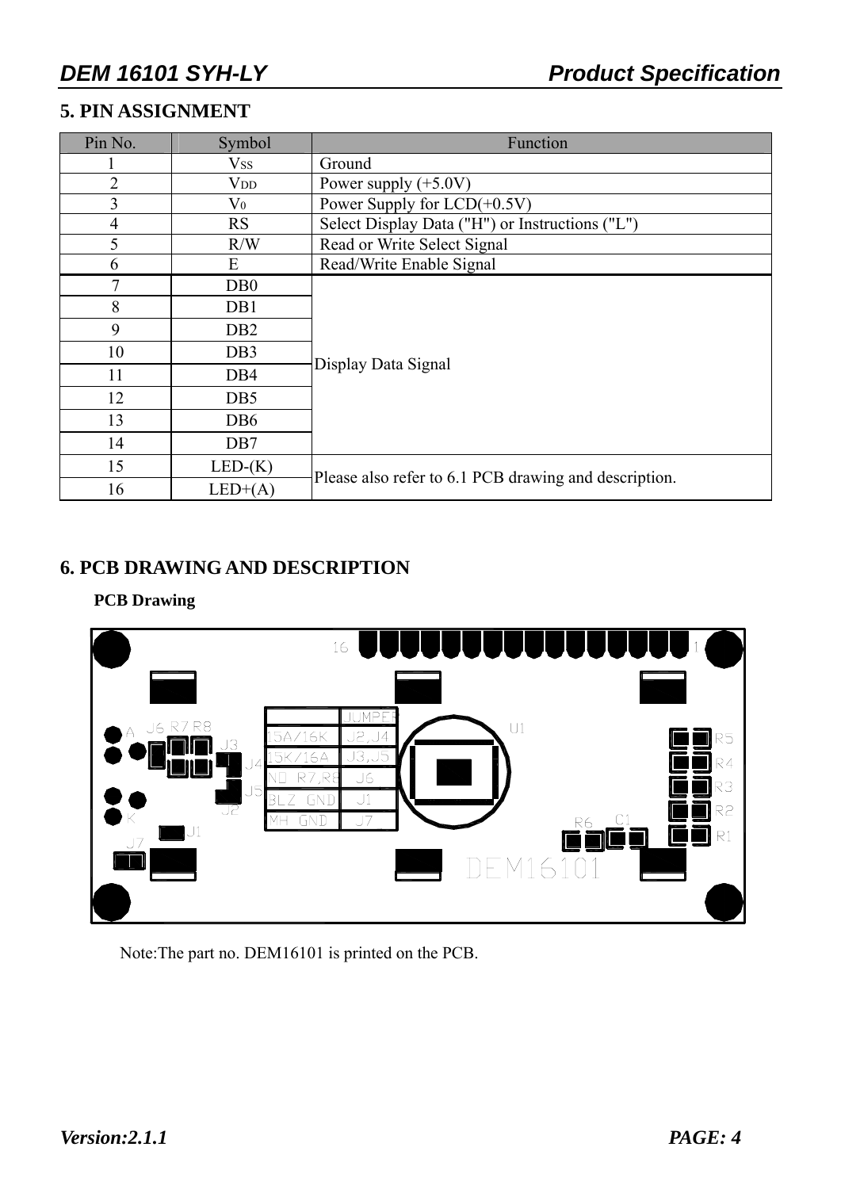## 5. PIN ASSIGNMENT

| Pin No. | Symbol | Function |
|---|---|---|
| 1 | $V_{SS}$ | Ground |
| 2 | $V_{DD}$ | Power supply (+5.0V) |
| 3 | $V_0$ | Power Supply for LCD(+0.5V) |
| 4 | RS | Select Display Data ("H") or Instructions ("L") |
| 5 | R/W | Read or Write Select Signal |
| 6 | E | Read/Write Enable Signal |
| 7 | DB0 | Display Data Signal |
| 8 | DB1 | |
| 9 | DB2 | |
| 10 | DB3 | |
| 11 | DB4 | |
| 12 | DB5 | |
| 13 | DB6 | |
| 14 | DB7 | |
| 15 | LED-(K) | Please also refer to 6.1 PCB drawing and description. |
| 16 | LED+(A) | |

## 6. PCB DRAWING AND DESCRIPTION

**PCB Drawing**

| JUMPER | |
|---|---|
| 15A/16K | J2,J4 |
| 15K/16A | J3,J5 |
| NO R7,R8 | J6 |
| BLZ GND | J1 |
| MH GND | J7 |

Note:The part no. DEM16101 is printed on the PCB.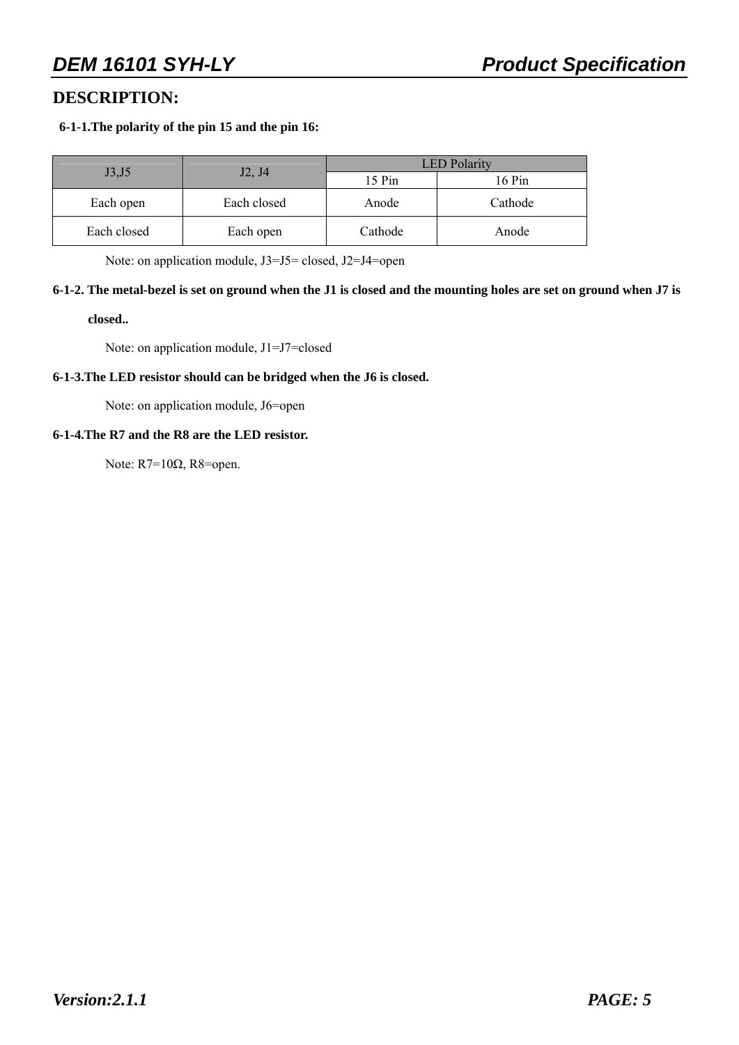## DESCRIPTION:

**6-1-1.The polarity of the pin 15 and the pin 16:**

| J3,J5 | J2, J4 | LED Polarity | |
|---|---|---|---|
| | | 15 Pin | 16 Pin |
| Each open | Each closed | Anode | Cathode |
| Each closed | Each open | Cathode | Anode |

Note: on application module, J3=J5= closed, J2=J4=open

**6-1-2. The metal-bezel is set on ground when the J1 is closed and the mounting holes are set on ground when J7 is closed..**

Note: on application module, J1=J7=closed

**6-1-3.The LED resistor should can be bridged when the J6 is closed.**

Note: on application module, J6=open

**6-1-4.The R7 and the R8 are the LED resistor.**

Note: R7=10Ω, R8=open.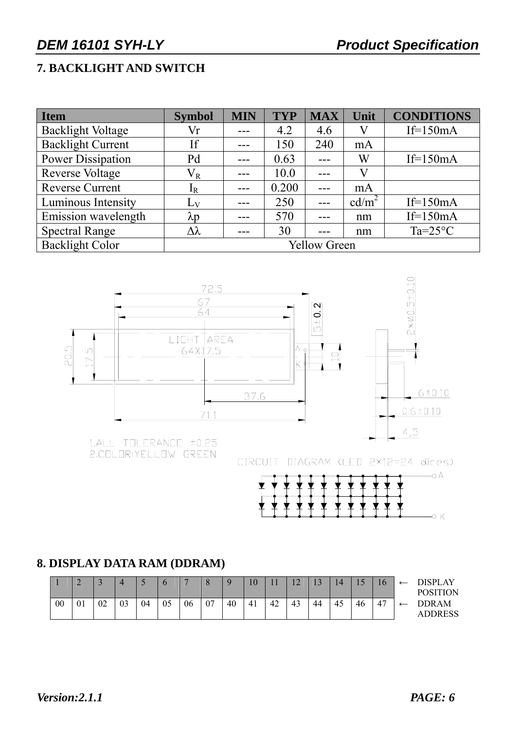## 7. BACKLIGHT AND SWITCH

| Item | Symbol | MIN | TYP | MAX | Unit | CONDITIONS |
|---|---|---|---|---|---|---|
| Backlight Voltage | Vr | --- | 4.2 | 4.6 | V | If=150mA |
| Backlight Current | If | --- | 150 | 240 | mA | |
| Power Dissipation | Pd | --- | 0.63 | --- | W | If=150mA |
| Reverse Voltage | $V_R$ | --- | 10.0 | --- | V | |
| Reverse Current | $I_R$ | --- | 0.200 | --- | mA | |
| Luminous Intensity | $L_V$ | --- | 250 | --- | cd/m$^2$ | If=150mA |
| Emission wavelength | λp | --- | 570 | --- | nm | If=150mA |
| Spectral Range | Δλ | --- | 30 | --- | nm | Ta=25°C |
| Backlight Color | Yellow Green | | | | | |

72.5
67
64
5±0.2
LIGHT AREA
64X17.5
A
K
10
20.5
17.5
37.6
71.1
2×ø0.5±0.10
6±0.10
0.6±0.10
4,5

1.ALL TOLERANCE ±0.25
2.COLOR:YELLOW GREEN

CIRCUIT DIAGRAM (LED 2×12=24 dices)

## 8. DISPLAY DATA RAM (DDRAM)

| 1 | 2 | 3 | 4 | 5 | 6 | 7 | 8 | 9 | 10 | 11 | 12 | 13 | 14 | 15 | 16 | ← | DISPLAY POSITION |
|---|---|---|---|---|---|---|---|---|---|---|---|---|---|---|---|---|---|
| 00 | 01 | 02 | 03 | 04 | 05 | 06 | 07 | 40 | 41 | 42 | 43 | 44 | 45 | 46 | 47 | ← | DDRAM ADDRESS |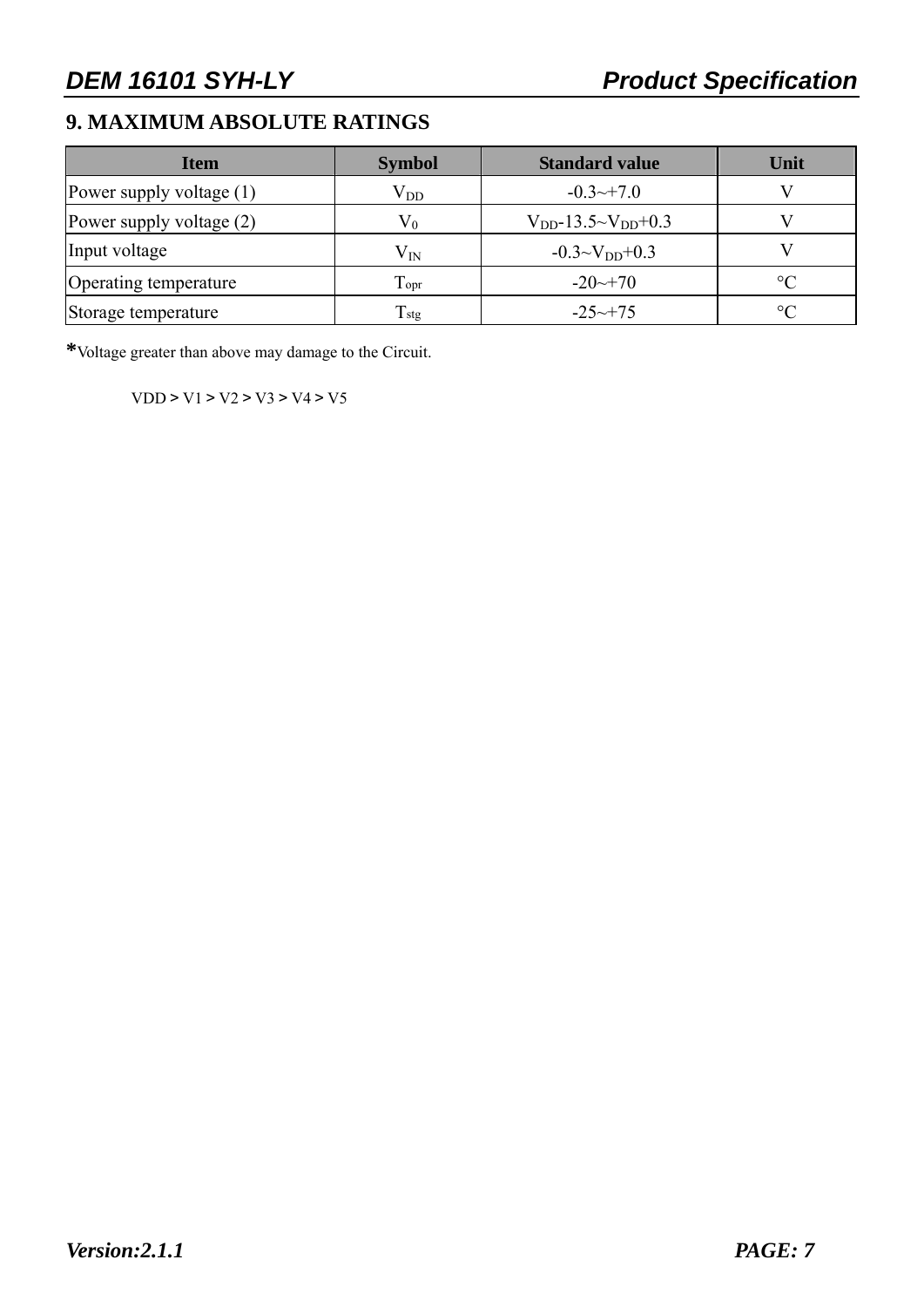## 9. MAXIMUM ABSOLUTE RATINGS

| Item | Symbol | Standard value | Unit |
|---|---|---|---|
| Power supply voltage (1) | $V_{DD}$ | -0.3~+7.0 | V |
| Power supply voltage (2) | $V_0$ | $V_{DD}$-13.5~$V_{DD}$+0.3 | V |
| Input voltage | $V_{IN}$ | -0.3~$V_{DD}$+0.3 | V |
| Operating temperature | $T_{opr}$ | -20~+70 | °C |
| Storage temperature | $T_{stg}$ | -25~+75 | °C |

*Voltage greater than above may damage to the Circuit.

VDD > V1 > V2 > V3 > V4 > V5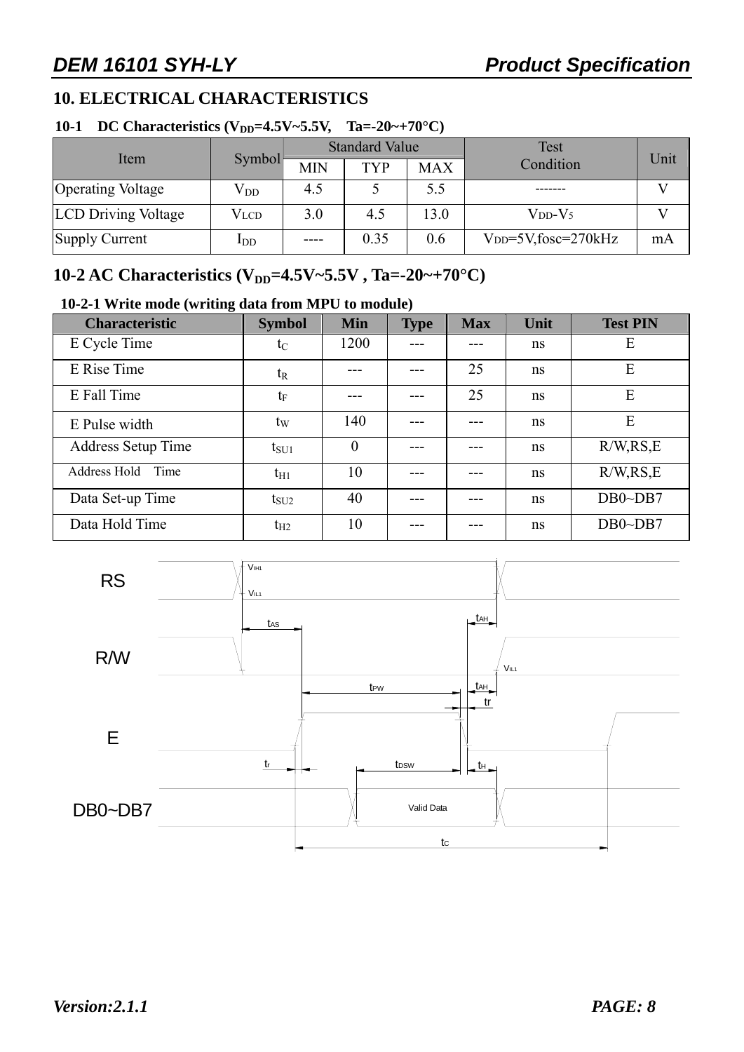# 10. ELECTRICAL CHARACTERISTICS

### 10-1 DC Characteristics ($V_{DD}$=4.5V~5.5V, Ta=-20~+70°C)

| Item | Symbol | Standard Value | | | Test Condition | Unit |
|---|---|---|---|---|---|---|
| | | MIN | TYP | MAX | | |
| Operating Voltage | $V_{DD}$ | 4.5 | 5 | 5.5 | ------- | V |
| LCD Driving Voltage | VLCD | 3.0 | 4.5 | 13.0 | VDD-V5 | V |
| Supply Current | $I_{DD}$ | ---- | 0.35 | 0.6 | VDD=5V,fosc=270kHz | mA |

## 10-2 AC Characteristics ($V_{DD}$=4.5V~5.5V , Ta=-20~+70°C)

### 10-2-1 Write mode (writing data from MPU to module)

| Characteristic | Symbol | Min | Type | Max | Unit | Test PIN |
|---|---|---|---|---|---|---|
| E Cycle Time | $t_C$ | 1200 | --- | --- | ns | E |
| E Rise Time | $t_R$ | --- | --- | 25 | ns | E |
| E Fall Time | $t_F$ | --- | --- | 25 | ns | E |
| E Pulse width | $t_W$ | 140 | --- | --- | ns | E |
| Address Setup Time | $t_{SU1}$ | 0 | --- | --- | ns | R/W,RS,E |
| Address Hold Time | $t_{H1}$ | 10 | --- | --- | ns | R/W,RS,E |
| Data Set-up Time | $t_{SU2}$ | 40 | --- | --- | ns | DB0~DB7 |
| Data Hold Time | $t_{H2}$ | 10 | --- | --- | ns | DB0~DB7 |

RS
VIH1
VIL1
tAS
tAH
R/W
VIL1
tPW
tAH
tr
E
tr
tDSW
tH
DB0~DB7
Valid Data
tC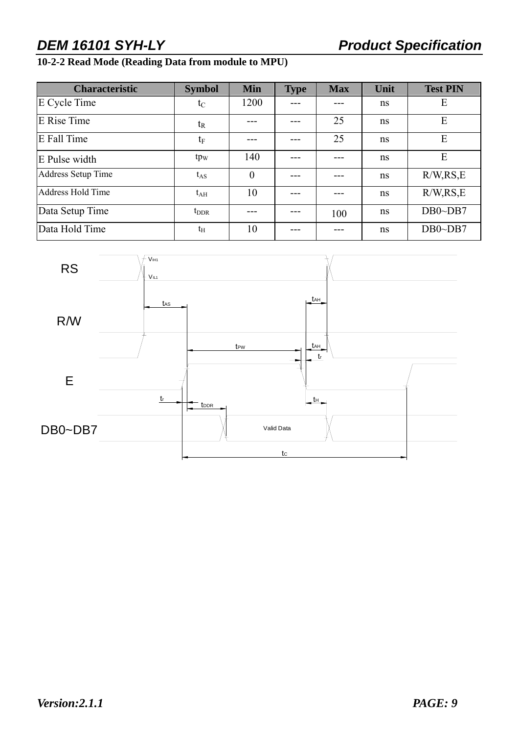### 10-2-2 Read Mode (Reading Data from module to MPU)

| Characteristic | Symbol | Min | Type | Max | Unit | Test PIN |
|---|---|---|---|---|---|---|
| E Cycle Time | $t_C$ | 1200 | --- | --- | ns | E |
| E Rise Time | $t_R$ | --- | --- | 25 | ns | E |
| E Fall Time | $t_F$ | --- | --- | 25 | ns | E |
| E Pulse width | $tp_W$ | 140 | --- | --- | ns | E |
| Address Setup Time | $t_{AS}$ | 0 | --- | --- | ns | R/W,RS,E |
| Address Hold Time | $t_{AH}$ | 10 | --- | --- | ns | R/W,RS,E |
| Data Setup Time | $t_{DDR}$ | --- | --- | 100 | ns | DB0~DB7 |
| Data Hold Time | $t_H$ | 10 | --- | --- | ns | DB0~DB7 |

RS

R/W

E

DB0~DB7

$V_{IH1}$ $V_{IL1}$ $t_{AS}$ $t_{AH}$ $t_{PW}$ $t_{AH}$ $t_r$ $t_r$ $t_{DDR}$ $t_H$ Valid Data $t_C$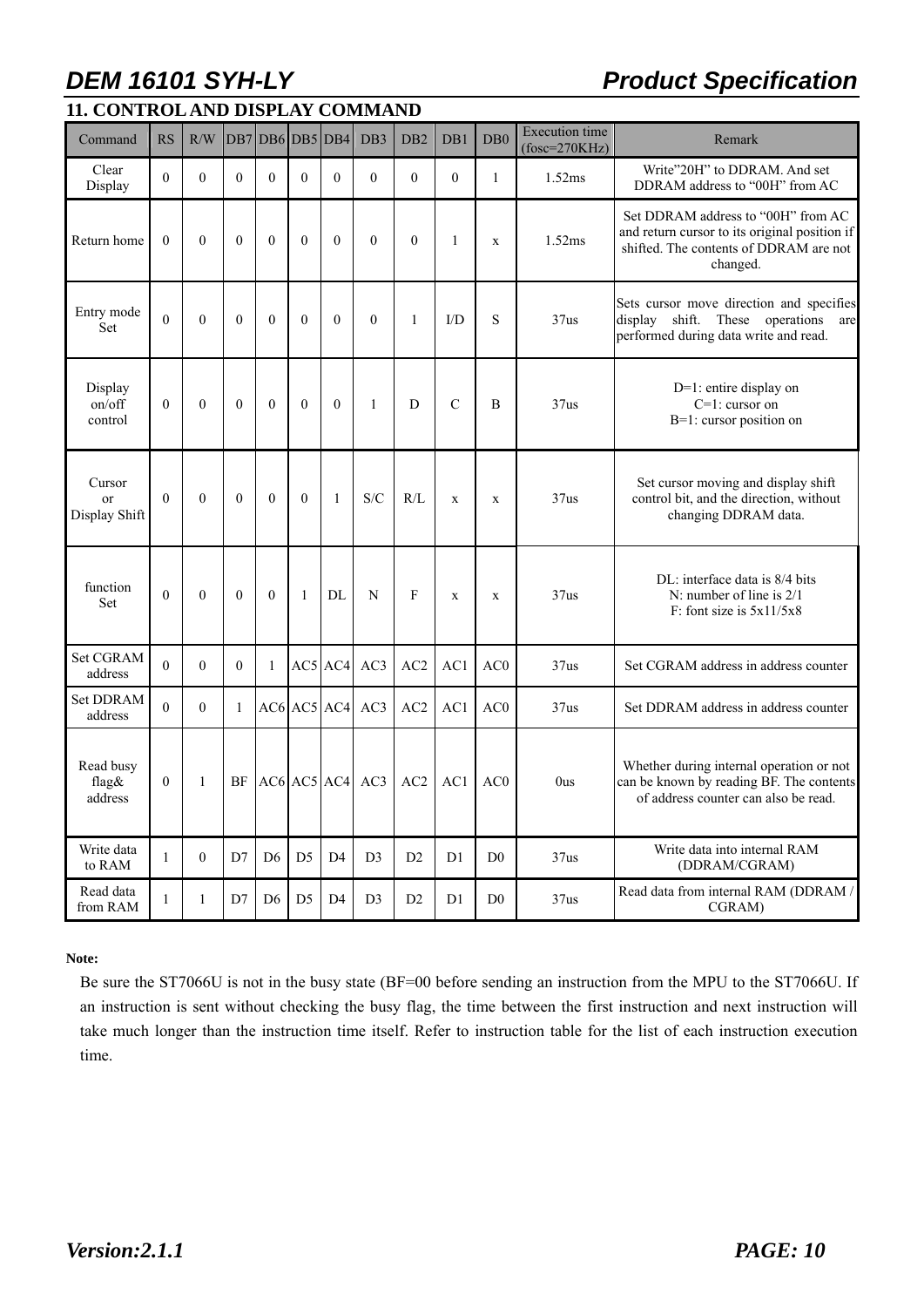## 11. CONTROL AND DISPLAY COMMAND

| Command | RS | R/W | DB7 | DB6 | DB5 | DB4 | DB3 | DB2 | DB1 | DB0 | Execution time (fosc=270KHz) | Remark |
|---|---|---|---|---|---|---|---|---|---|---|---|---|
| Clear Display | 0 | 0 | 0 | 0 | 0 | 0 | 0 | 0 | 0 | 1 | 1.52ms | Write"20H" to DDRAM. And set DDRAM address to "00H" from AC |
| Return home | 0 | 0 | 0 | 0 | 0 | 0 | 0 | 0 | 1 | x | 1.52ms | Set DDRAM address to "00H" from AC and return cursor to its original position if shifted. The contents of DDRAM are not changed. |
| Entry mode Set | 0 | 0 | 0 | 0 | 0 | 0 | 0 | 1 | I/D | S | 37us | Sets cursor move direction and specifies display shift. These operations are performed during data write and read. |
| Display on/off control | 0 | 0 | 0 | 0 | 0 | 0 | 1 | D | C | B | 37us | D=1: entire display on<br>C=1: cursor on<br>B=1: cursor position on |
| Cursor or Display Shift | 0 | 0 | 0 | 0 | 0 | 1 | S/C | R/L | x | x | 37us | Set cursor moving and display shift control bit, and the direction, without changing DDRAM data. |
| function Set | 0 | 0 | 0 | 0 | 1 | DL | N | F | x | x | 37us | DL: interface data is 8/4 bits<br>N: number of line is 2/1<br>F: font size is 5x11/5x8 |
| Set CGRAM address | 0 | 0 | 0 | 1 | AC5 | AC4 | AC3 | AC2 | AC1 | AC0 | 37us | Set CGRAM address in address counter |
| Set DDRAM address | 0 | 0 | 1 | AC6 | AC5 | AC4 | AC3 | AC2 | AC1 | AC0 | 37us | Set DDRAM address in address counter |
| Read busy flag& address | 0 | 1 | BF | AC6 | AC5 | AC4 | AC3 | AC2 | AC1 | AC0 | 0us | Whether during internal operation or not can be known by reading BF. The contents of address counter can also be read. |
| Write data to RAM | 1 | 0 | D7 | D6 | D5 | D4 | D3 | D2 | D1 | D0 | 37us | Write data into internal RAM (DDRAM/CGRAM) |
| Read data from RAM | 1 | 1 | D7 | D6 | D5 | D4 | D3 | D2 | D1 | D0 | 37us | Read data from internal RAM (DDRAM / CGRAM) |

**Note:**

Be sure the ST7066U is not in the busy state (BF=00 before sending an instruction from the MPU to the ST7066U. If an instruction is sent without checking the busy flag, the time between the first instruction and next instruction will take much longer than the instruction time itself. Refer to instruction table for the list of each instruction execution time.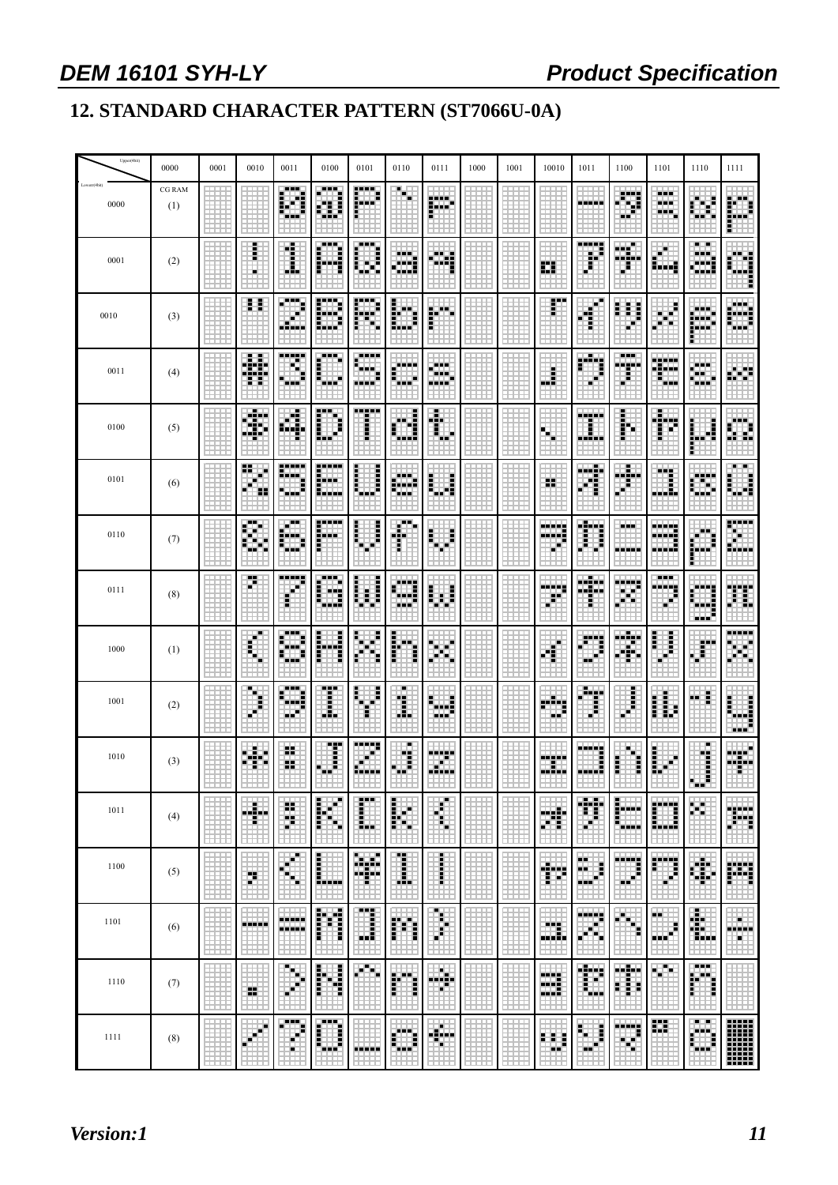## 12. STANDARD CHARACTER PATTERN (ST7066U-0A)

| Upper(4bit) / Lower(4bit) | 0000 | 0001 | 0010 | 0011 | 0100 | 0101 | 0110 | 0111 | 1000 | 1001 | 10010 | 1011 | 1100 | 1101 | 1110 | 1111 |
|---|---|---|---|---|---|---|---|---|---|---|---|---|---|---|---|---|
| 0000 | CG RAM (1) | | | | | | | | | | | | | | | |
| 0001 | (2) | | | | | | | | | | | | | | | |
| 0010 | (3) | | | | | | | | | | | | | | | |
| 0011 | (4) | | | | | | | | | | | | | | | |
| 0100 | (5) | | | | | | | | | | | | | | | |
| 0101 | (6) | | | | | | | | | | | | | | | |
| 0110 | (7) | | | | | | | | | | | | | | | |
| 0111 | (8) | | | | | | | | | | | | | | | |
| 1000 | (1) | | | | | | | | | | | | | | | |
| 1001 | (2) | | | | | | | | | | | | | | | |
| 1010 | (3) | | | | | | | | | | | | | | | |
| 1011 | (4) | | | | | | | | | | | | | | | |
| 1100 | (5) | | | | | | | | | | | | | | | |
| 1101 | (6) | | | | | | | | | | | | | | | |
| 1110 | (7) | | | | | | | | | | | | | | | |
| 1111 | (8) | | | | | | | | | | | | | | | |

*Version:1*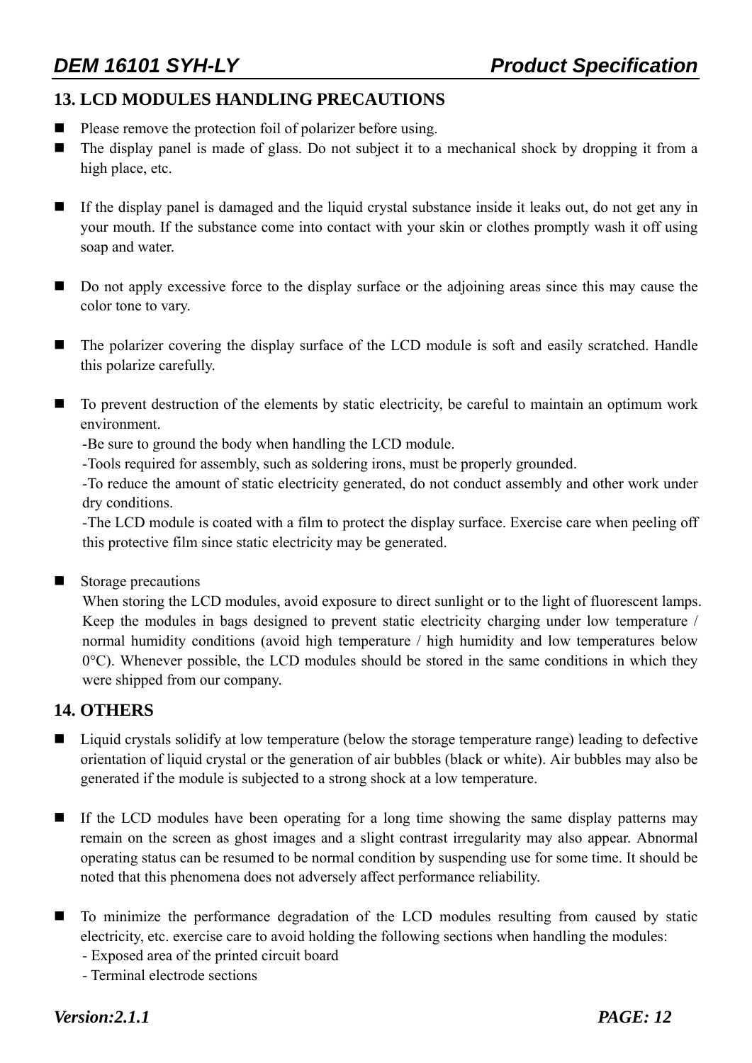## 13. LCD MODULES HANDLING PRECAUTIONS

- Please remove the protection foil of polarizer before using.
- The display panel is made of glass. Do not subject it to a mechanical shock by dropping it from a high place, etc.
- If the display panel is damaged and the liquid crystal substance inside it leaks out, do not get any in your mouth. If the substance come into contact with your skin or clothes promptly wash it off using soap and water.
- Do not apply excessive force to the display surface or the adjoining areas since this may cause the color tone to vary.
- The polarizer covering the display surface of the LCD module is soft and easily scratched. Handle this polarize carefully.
- To prevent destruction of the elements by static electricity, be careful to maintain an optimum work environment.

  -Be sure to ground the body when handling the LCD module.

  -Tools required for assembly, such as soldering irons, must be properly grounded.

  -To reduce the amount of static electricity generated, do not conduct assembly and other work under dry conditions.

  -The LCD module is coated with a film to protect the display surface. Exercise care when peeling off this protective film since static electricity may be generated.
- Storage precautions

  When storing the LCD modules, avoid exposure to direct sunlight or to the light of fluorescent lamps. Keep the modules in bags designed to prevent static electricity charging under low temperature / normal humidity conditions (avoid high temperature / high humidity and low temperatures below 0°C). Whenever possible, the LCD modules should be stored in the same conditions in which they were shipped from our company.

## 14. OTHERS

- Liquid crystals solidify at low temperature (below the storage temperature range) leading to defective orientation of liquid crystal or the generation of air bubbles (black or white). Air bubbles may also be generated if the module is subjected to a strong shock at a low temperature.
- If the LCD modules have been operating for a long time showing the same display patterns may remain on the screen as ghost images and a slight contrast irregularity may also appear. Abnormal operating status can be resumed to be normal condition by suspending use for some time. It should be noted that this phenomena does not adversely affect performance reliability.
- To minimize the performance degradation of the LCD modules resulting from caused by static electricity, etc. exercise care to avoid holding the following sections when handling the modules:

  - Exposed area of the printed circuit board
  - Terminal electrode sections